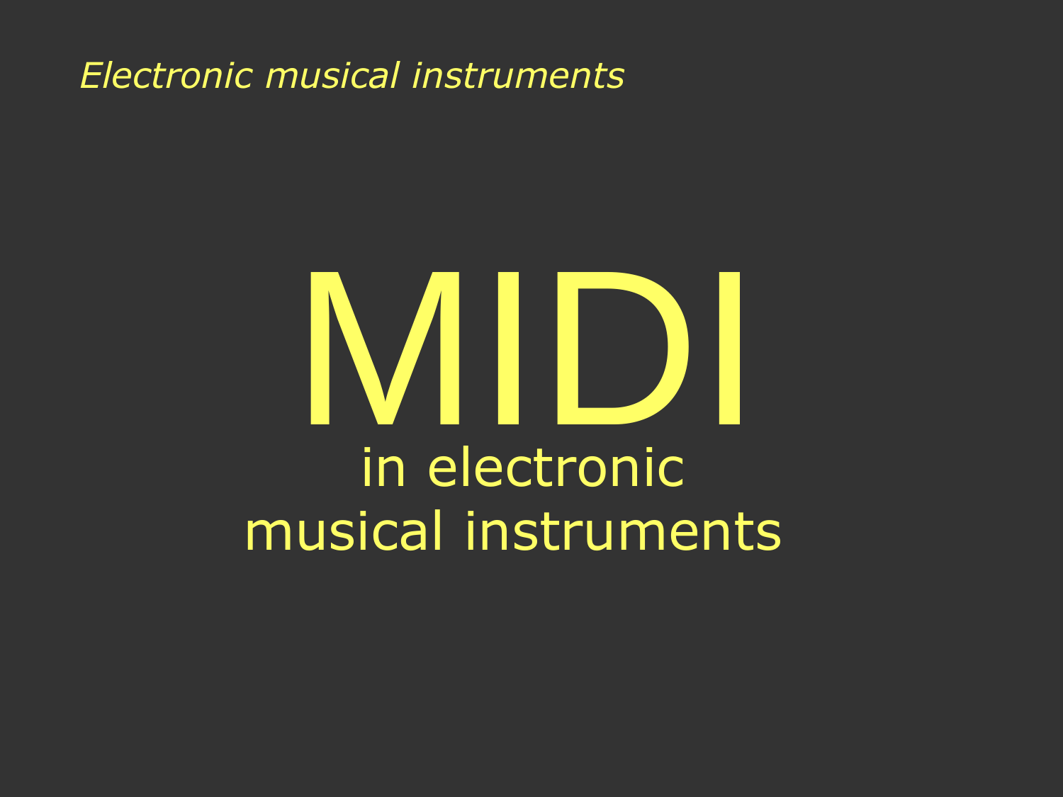*Electronic musical instruments*

# MIDI

## in electronic musical instruments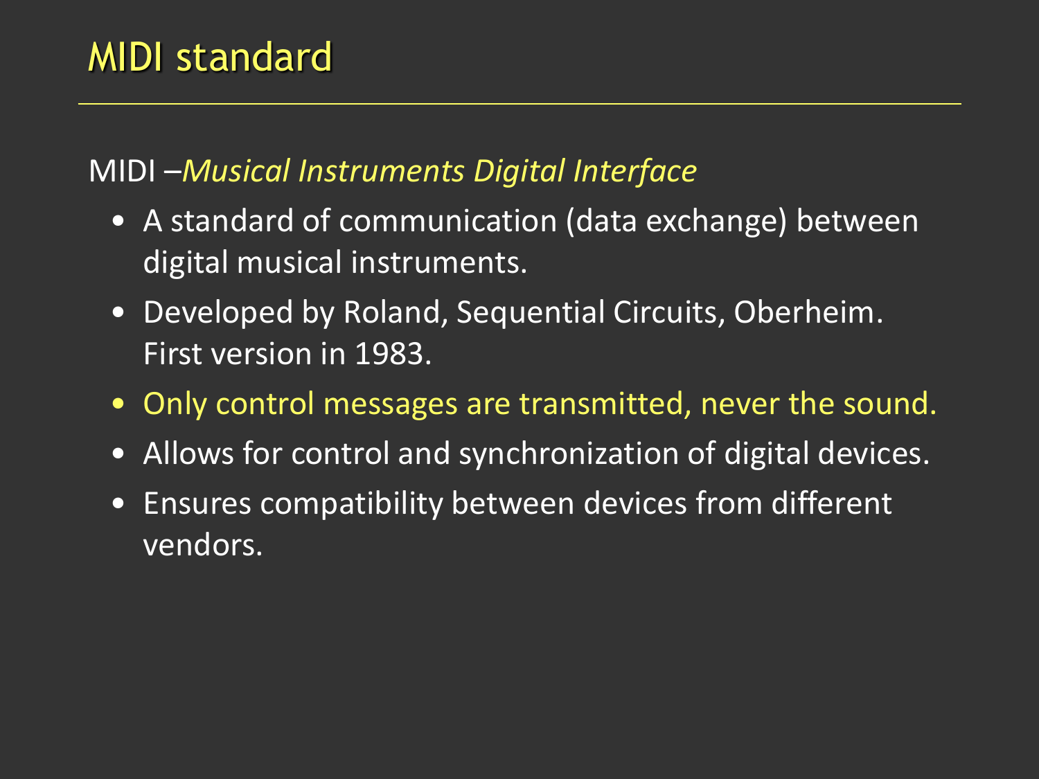# MIDI standard

MIDI –*Musical Instruments Digital Interface*

- A standard of communication (data exchange) between digital musical instruments.
- Developed by Roland, Sequential Circuits, Oberheim. First version in 1983.
- Only control messages are transmitted, never the sound.
- Allows for control and synchronization of digital devices.
- Ensures compatibility between devices from different vendors.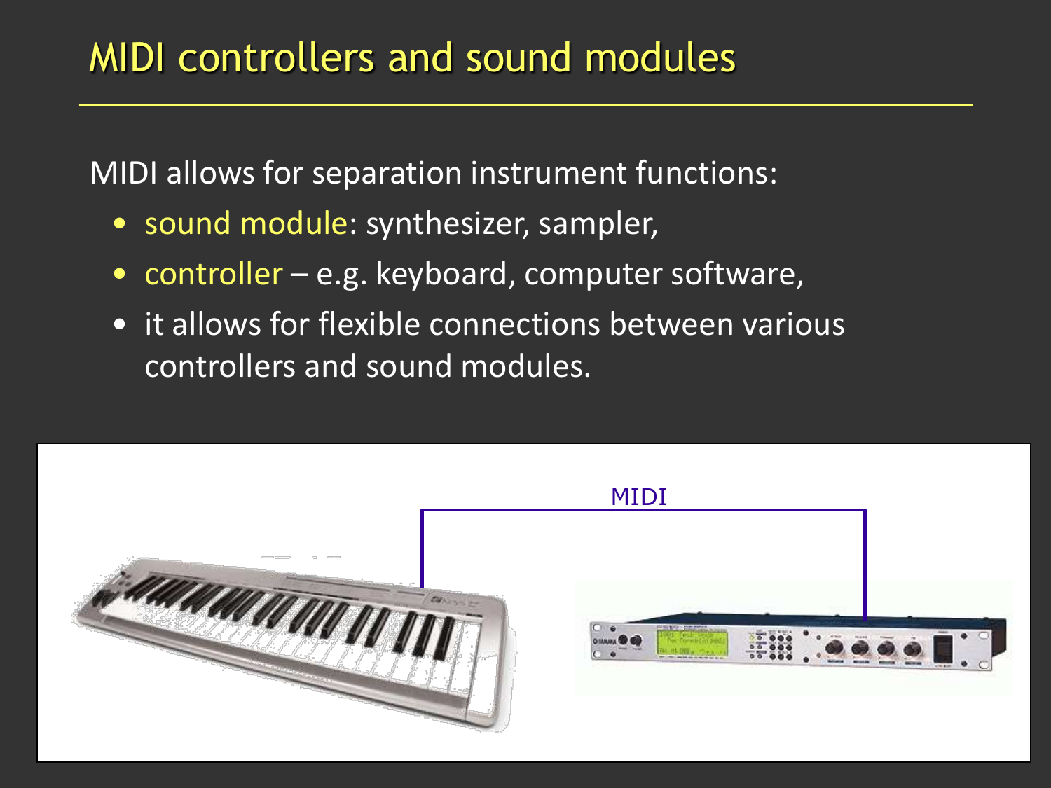# MIDI controllers and sound modules

MIDI allows for separation instrument functions:

- sound module: synthesizer, sampler,
- controller – e.g. keyboard, computer software,
- it allows for flexible connections between various controllers and sound modules.

MIDI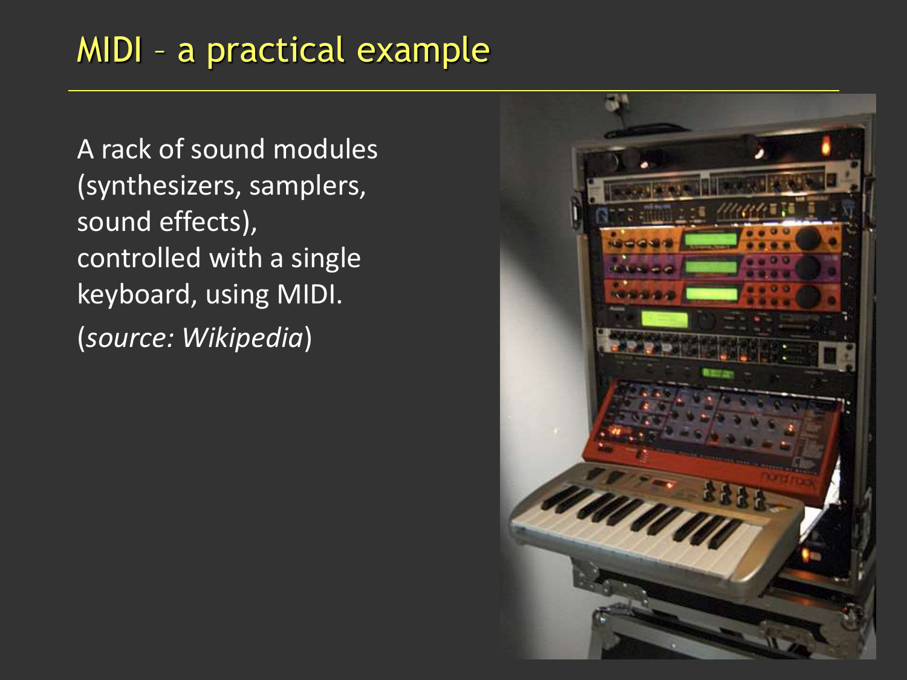# MIDI – a practical example

A rack of sound modules (synthesizers, samplers, sound effects), controlled with a single keyboard, using MIDI.

(*source: Wikipedia*)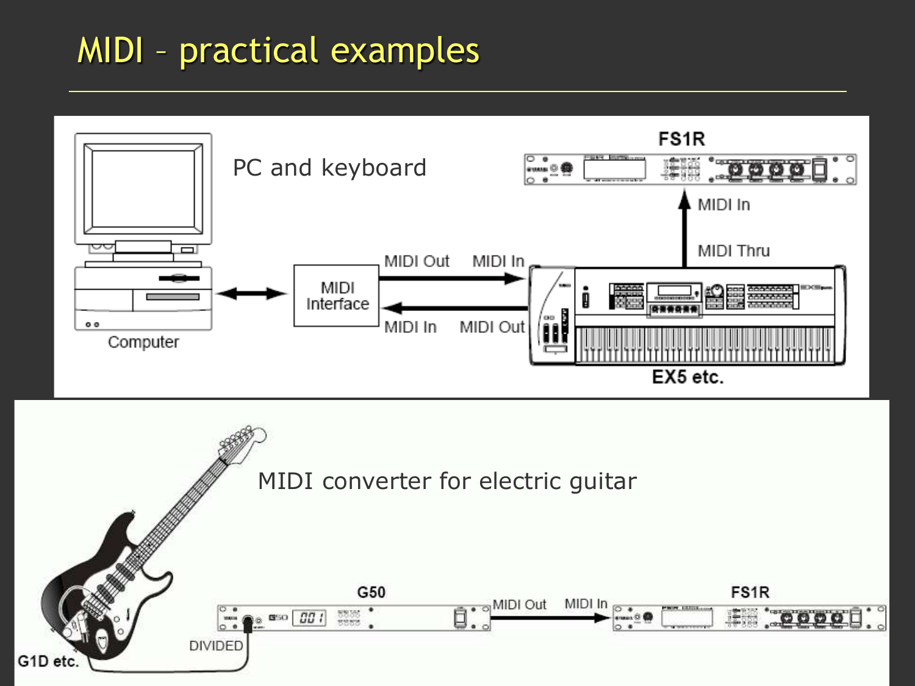# MIDI – practical examples

PC and keyboard

Computer

MIDI Interface

MIDI Out

MIDI In

MIDI In

MIDI Out

FS1R

MIDI In

MIDI Thru

EX5 etc.

MIDI converter for electric guitar

G1D etc.

DIVIDED

G50

MIDI Out

MIDI In

FS1R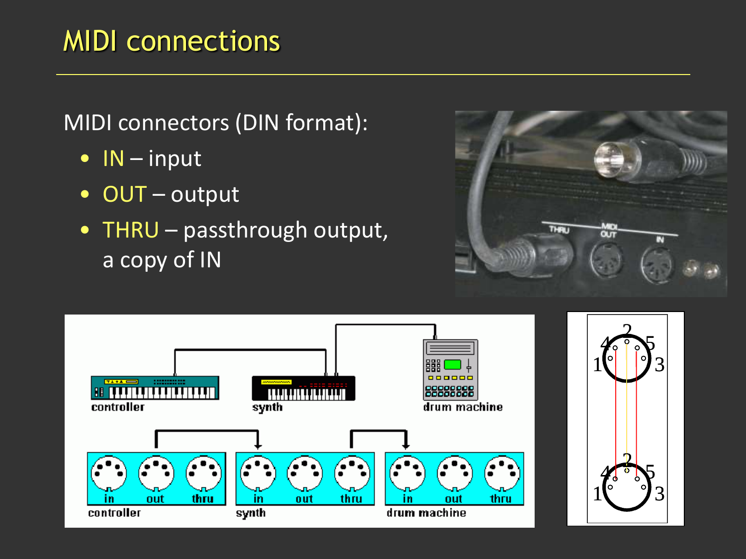# MIDI connections

MIDI connectors (DIN format):

- IN – input
- OUT – output
- THRU – passthrough output, a copy of IN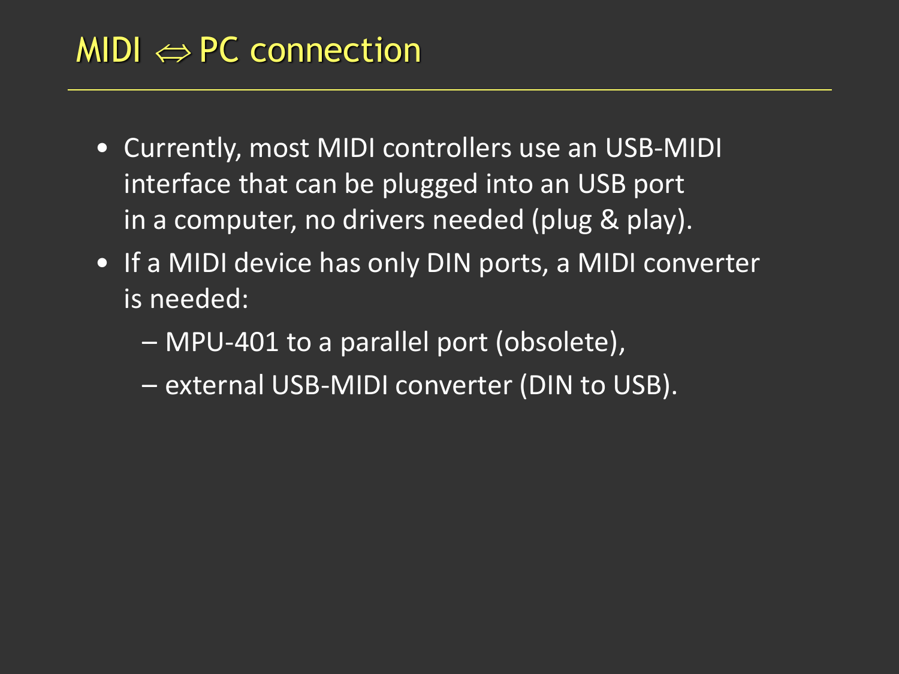# MIDI ⇔ PC connection

- Currently, most MIDI controllers use an USB-MIDI interface that can be plugged into an USB port in a computer, no drivers needed (plug & play).
- If a MIDI device has only DIN ports, a MIDI converter is needed:
  - MPU-401 to a parallel port (obsolete),
  - external USB-MIDI converter (DIN to USB).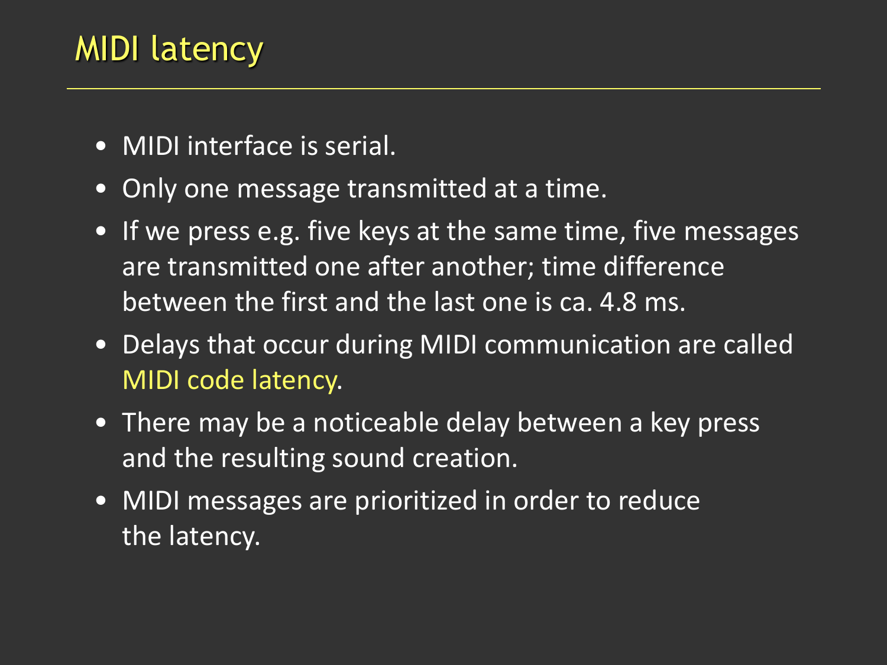# MIDI latency

- MIDI interface is serial.
- Only one message transmitted at a time.
- If we press e.g. five keys at the same time, five messages are transmitted one after another; time difference between the first and the last one is ca. 4.8 ms.
- Delays that occur during MIDI communication are called MIDI code latency.
- There may be a noticeable delay between a key press and the resulting sound creation.
- MIDI messages are prioritized in order to reduce the latency.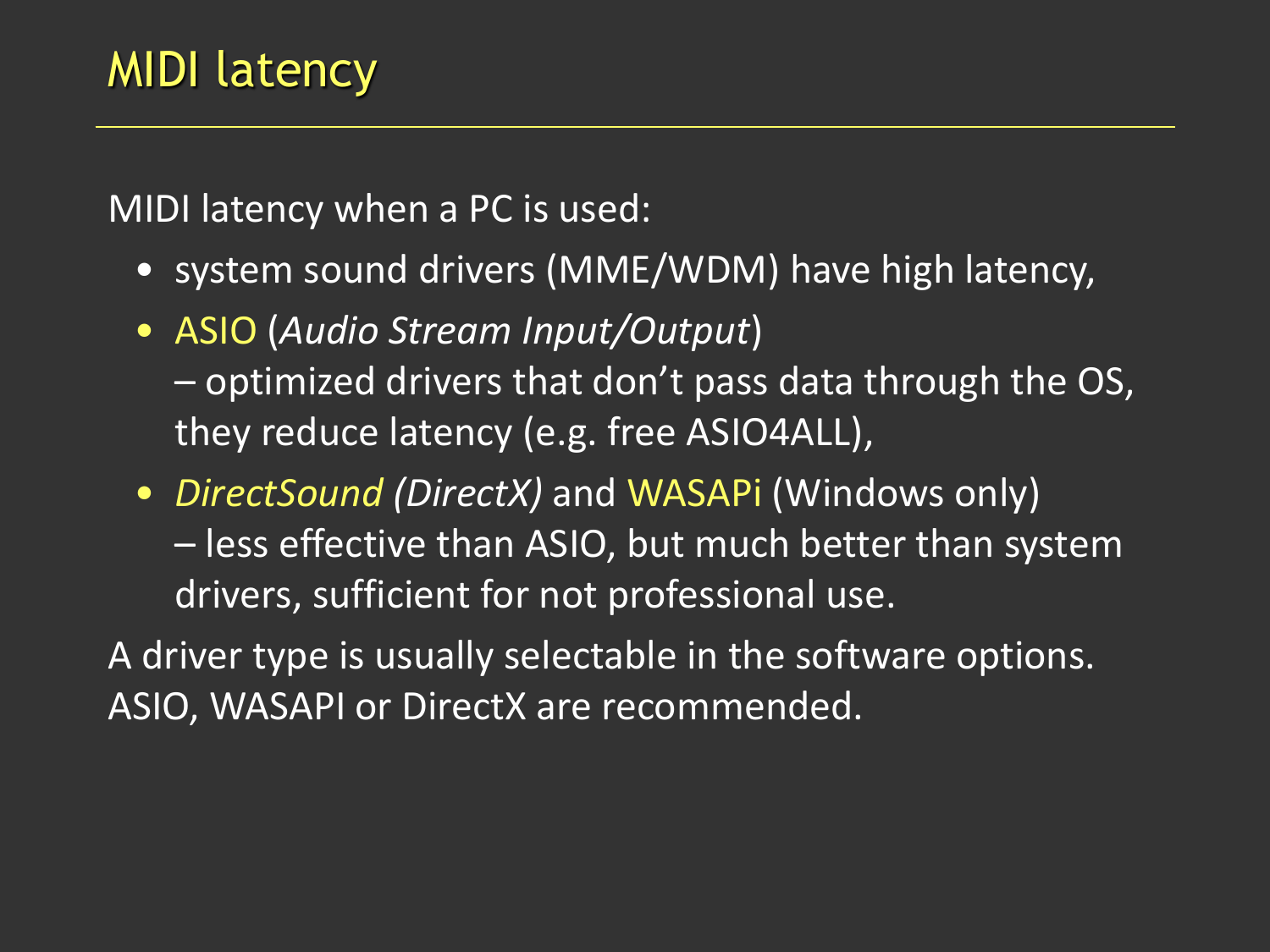# MIDI latency

MIDI latency when a PC is used:

- system sound drivers (MME/WDM) have high latency,
- ASIO (*Audio Stream Input/Output*)
  – optimized drivers that don't pass data through the OS, they reduce latency (e.g. free ASIO4ALL),
- *DirectSound (DirectX)* and WASAPi (Windows only)
  – less effective than ASIO, but much better than system drivers, sufficient for not professional use.

A driver type is usually selectable in the software options.
ASIO, WASAPI or DirectX are recommended.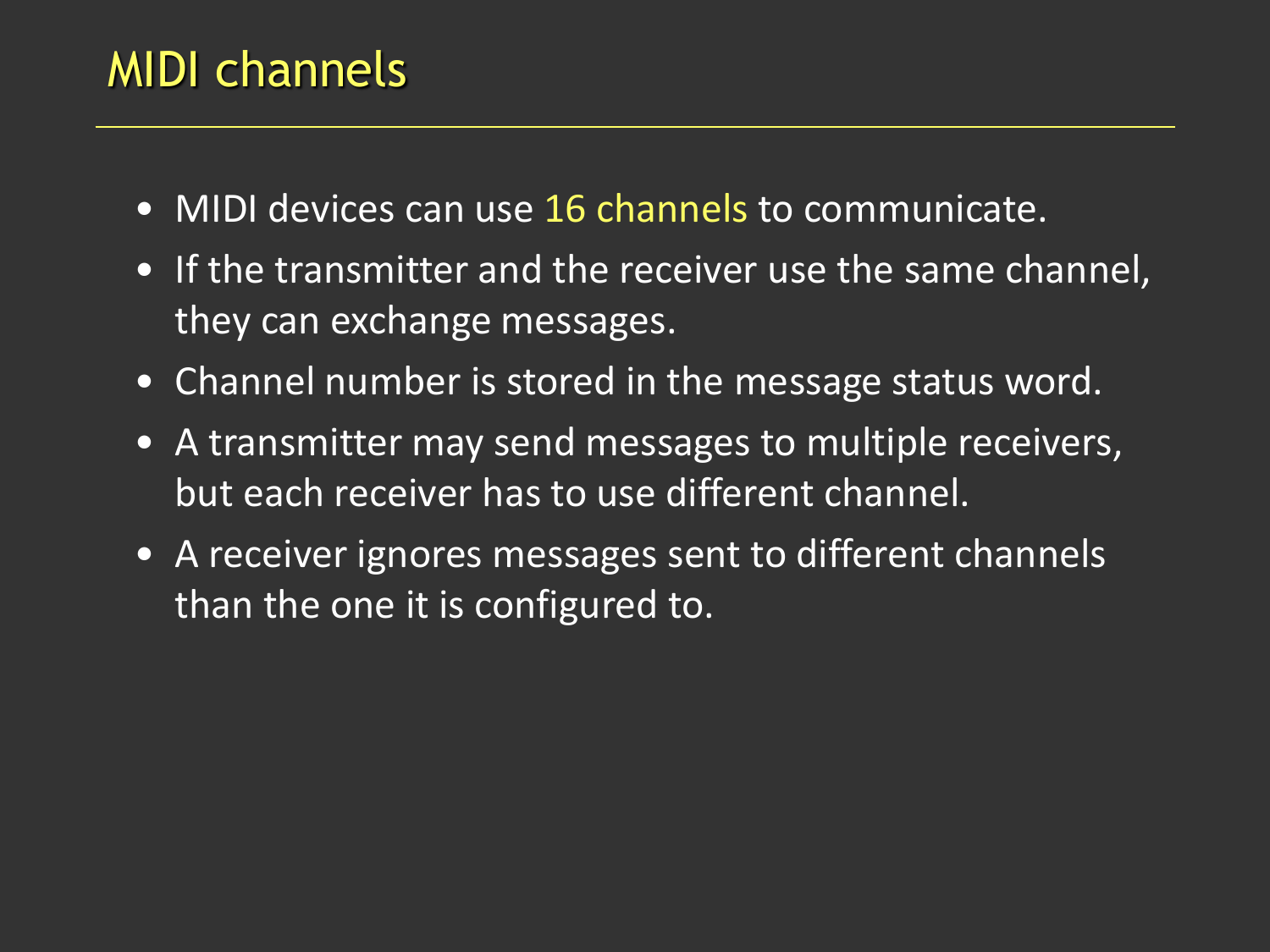# MIDI channels

- MIDI devices can use 16 channels to communicate.
- If the transmitter and the receiver use the same channel, they can exchange messages.
- Channel number is stored in the message status word.
- A transmitter may send messages to multiple receivers, but each receiver has to use different channel.
- A receiver ignores messages sent to different channels than the one it is configured to.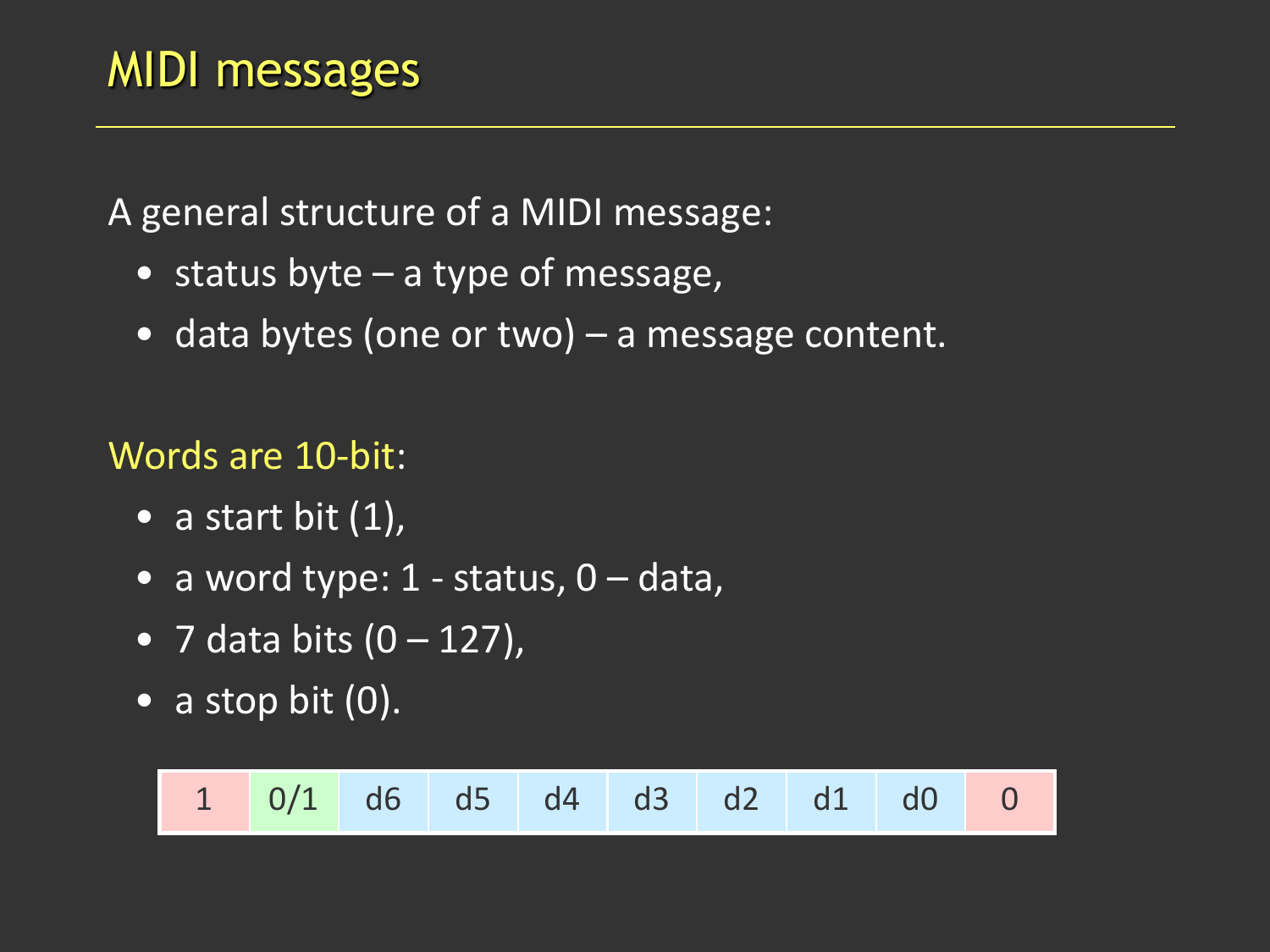# MIDI messages

A general structure of a MIDI message:

- status byte – a type of message,
- data bytes (one or two) – a message content.

Words are 10-bit:

- a start bit (1),
- a word type: 1 - status, 0 – data,
- 7 data bits (0 – 127),
- a stop bit (0).

| | | | | | | | | | |
|---|---|---|---|---|---|---|---|---|---|
| 1 | 0/1 | d6 | d5 | d4 | d3 | d2 | d1 | d0 | 0 |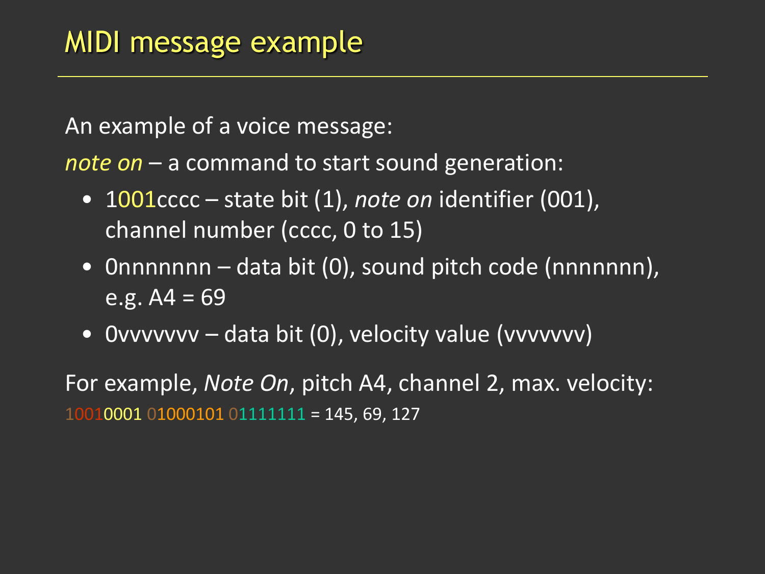# MIDI message example

An example of a voice message:

*note on* – a command to start sound generation:

- 1001cccc – state bit (1), *note on* identifier (001), channel number (cccc, 0 to 15)
- 0nnnnnnn – data bit (0), sound pitch code (nnnnnnn), e.g. A4 = 69
- 0vvvvvvv – data bit (0), velocity value (vvvvvvv)

For example, *Note On*, pitch A4, channel 2, max. velocity:

10010001 01000101 01111111 = 145, 69, 127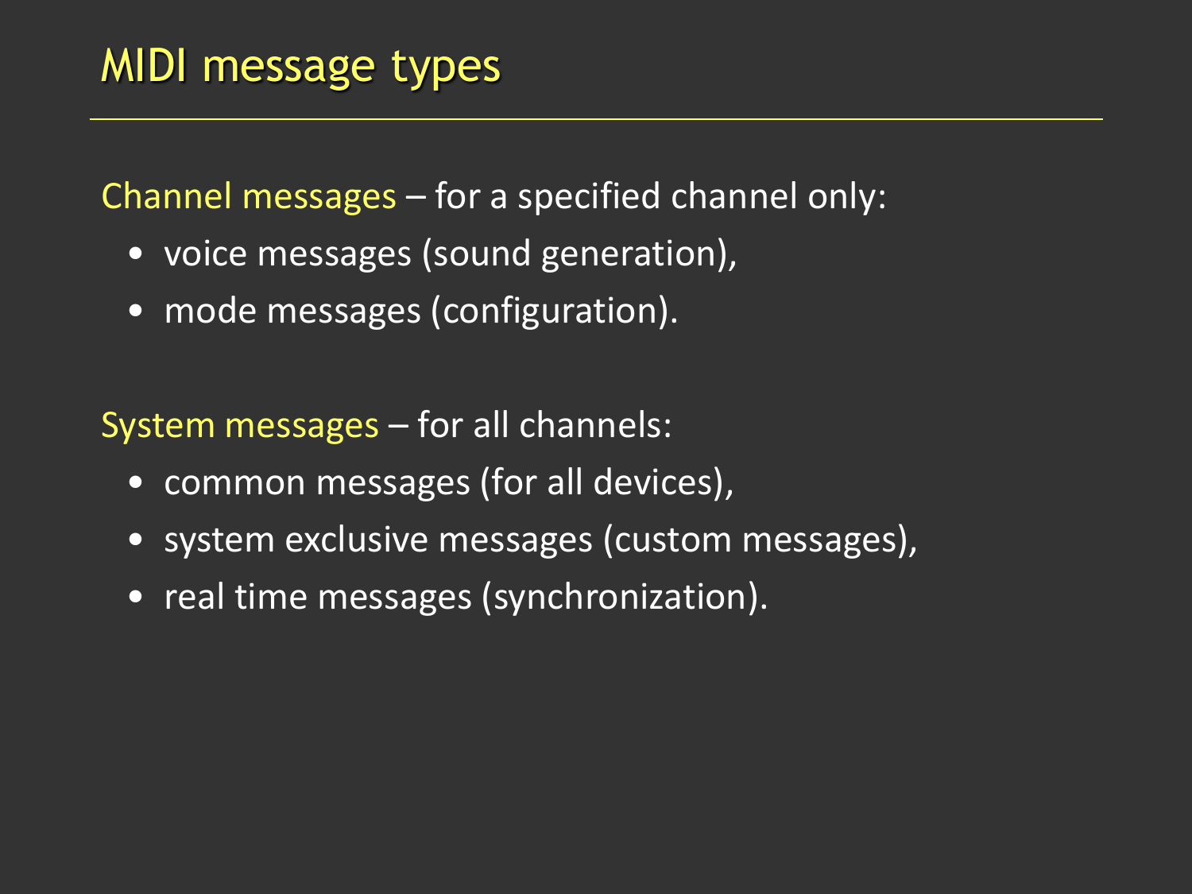# MIDI message types

Channel messages – for a specified channel only:

- voice messages (sound generation),
- mode messages (configuration).

System messages – for all channels:

- common messages (for all devices),
- system exclusive messages (custom messages),
- real time messages (synchronization).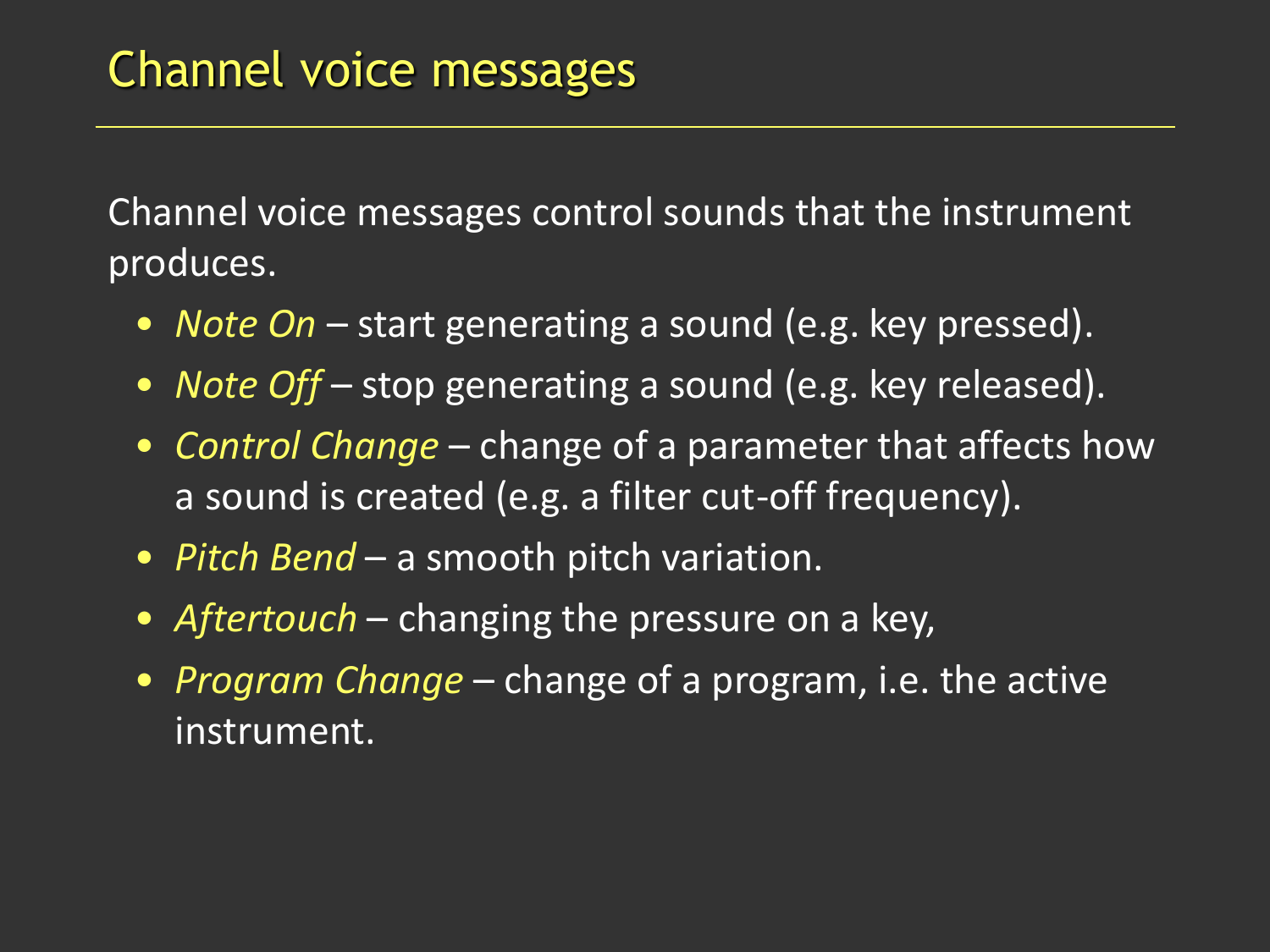# Channel voice messages

Channel voice messages control sounds that the instrument produces.

- *Note On* – start generating a sound (e.g. key pressed).
- *Note Off* – stop generating a sound (e.g. key released).
- *Control Change* – change of a parameter that affects how a sound is created (e.g. a filter cut-off frequency).
- *Pitch Bend* – a smooth pitch variation.
- *Aftertouch* – changing the pressure on a key,
- *Program Change* – change of a program, i.e. the active instrument.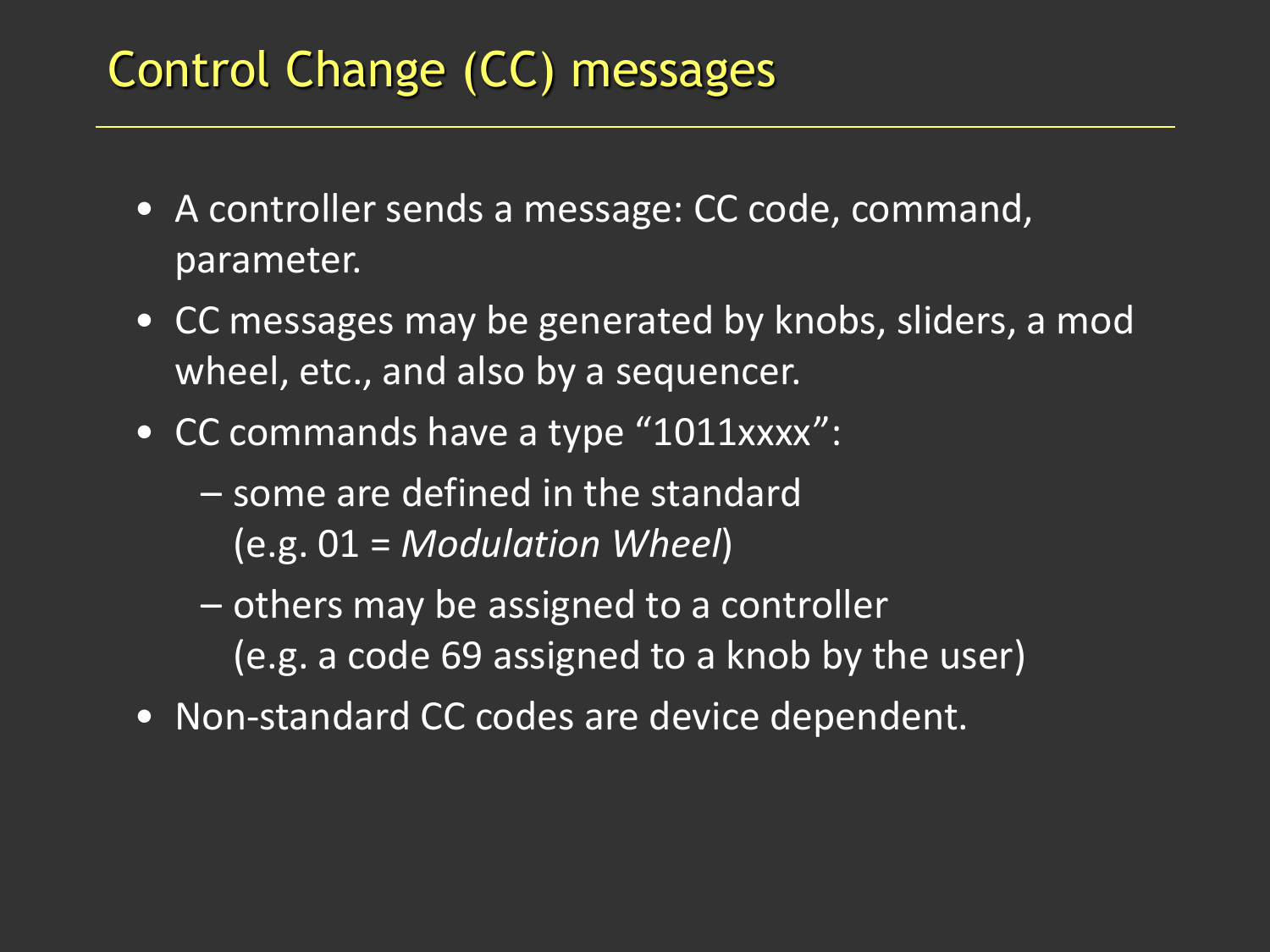# Control Change (CC) messages

- A controller sends a message: CC code, command, parameter.
- CC messages may be generated by knobs, sliders, a mod wheel, etc., and also by a sequencer.
- CC commands have a type “1011xxxx”:
  - some are defined in the standard (e.g. 01 = *Modulation Wheel*)
  - others may be assigned to a controller (e.g. a code 69 assigned to a knob by the user)
- Non-standard CC codes are device dependent.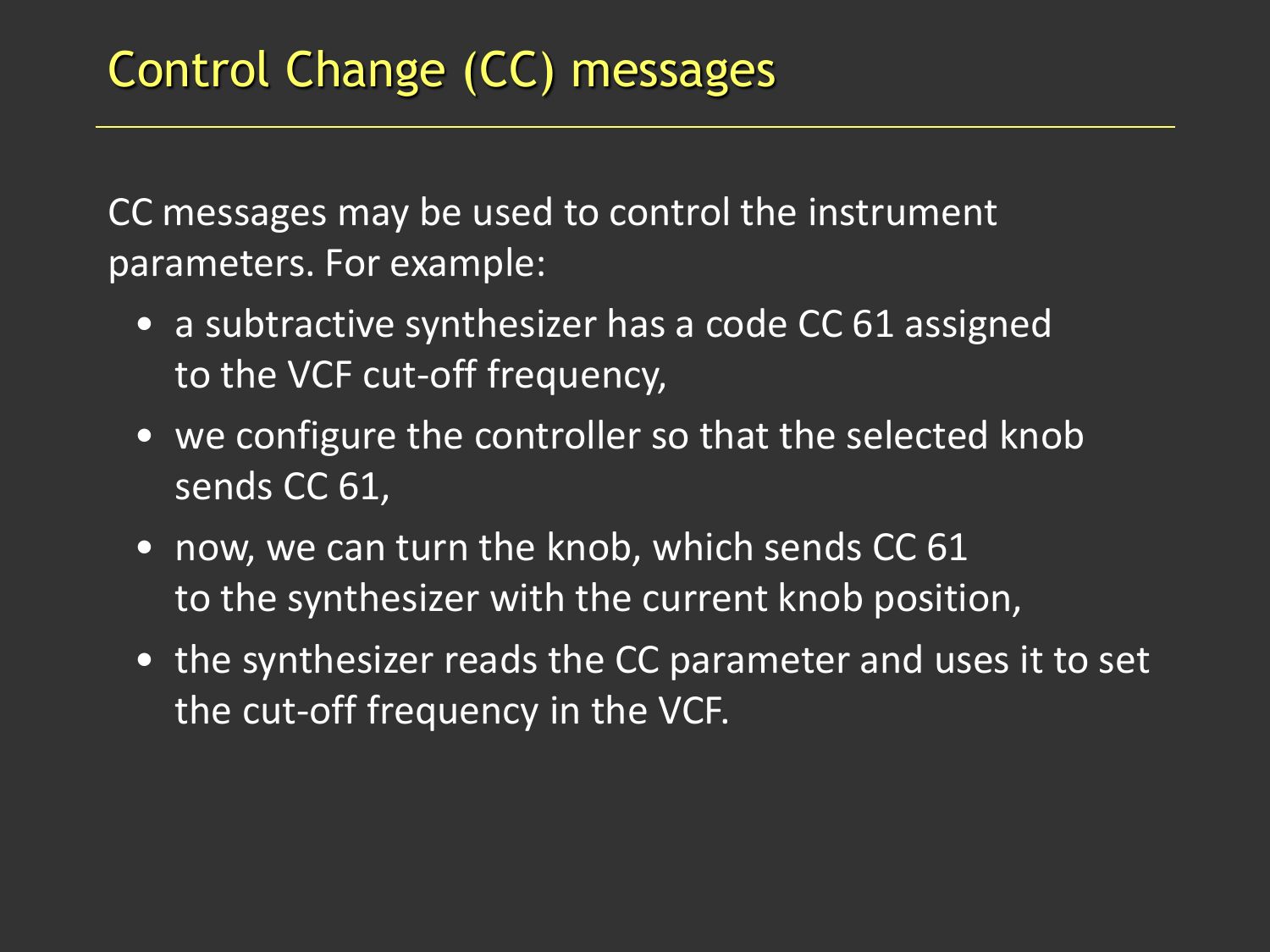# Control Change (CC) messages

CC messages may be used to control the instrument parameters. For example:

- a subtractive synthesizer has a code CC 61 assigned to the VCF cut-off frequency,
- we configure the controller so that the selected knob sends CC 61,
- now, we can turn the knob, which sends CC 61 to the synthesizer with the current knob position,
- the synthesizer reads the CC parameter and uses it to set the cut-off frequency in the VCF.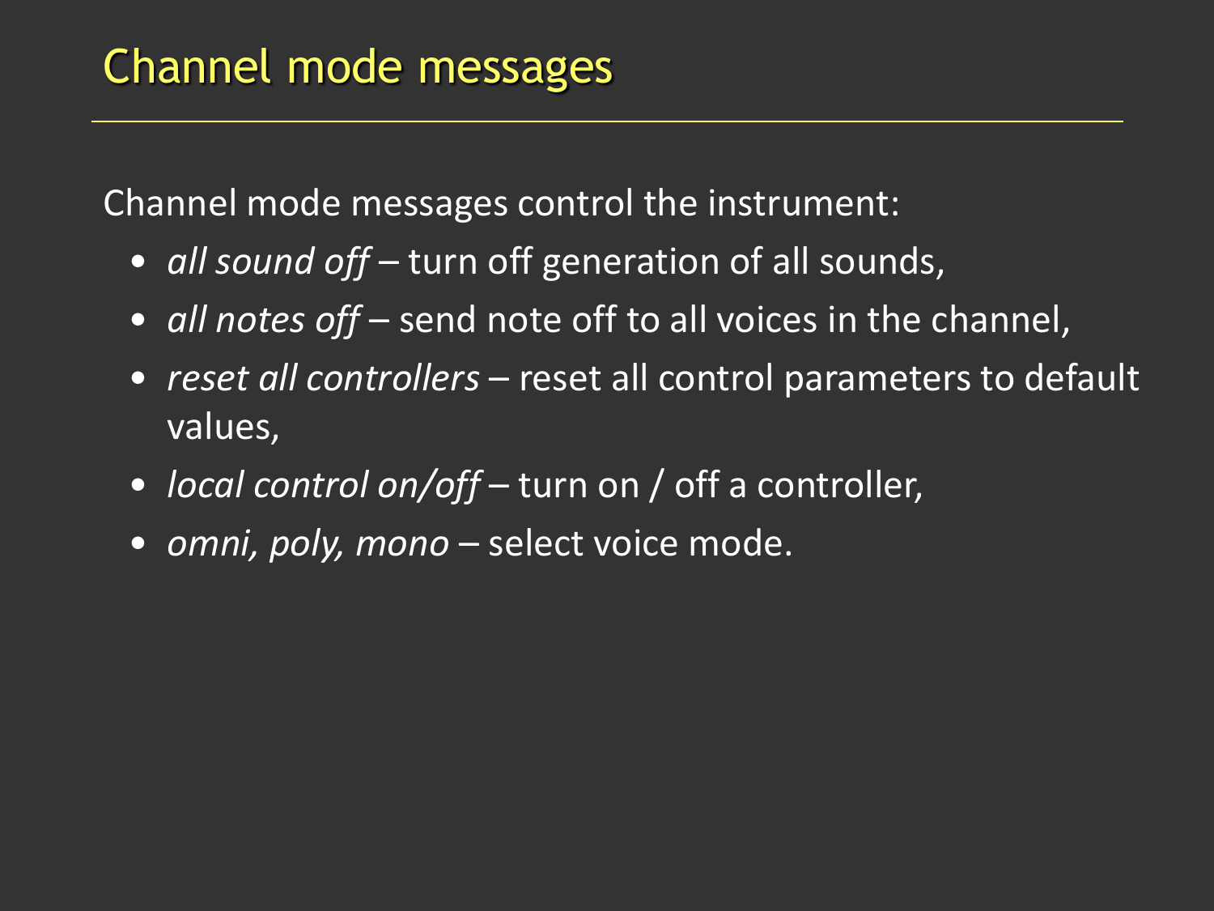# Channel mode messages

Channel mode messages control the instrument:

- *all sound off* – turn off generation of all sounds,
- *all notes off* – send note off to all voices in the channel,
- *reset all controllers* – reset all control parameters to default values,
- *local control on/off* – turn on / off a controller,
- *omni, poly, mono* – select voice mode.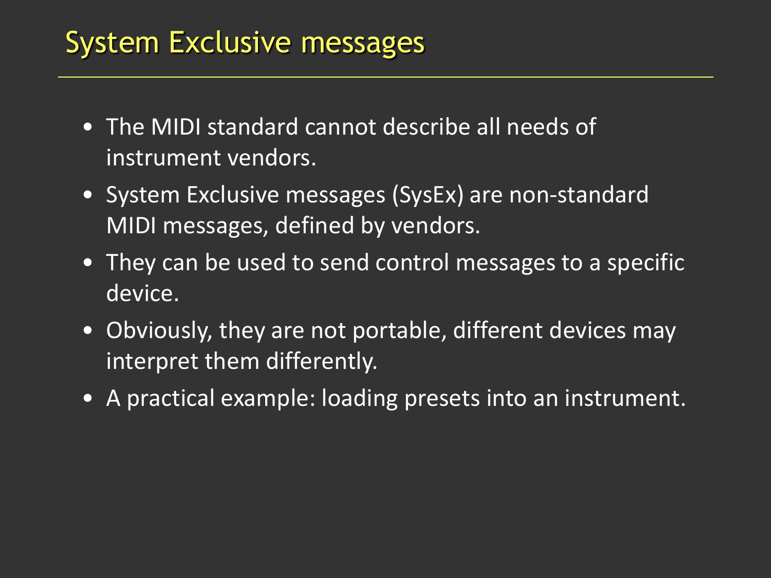# System Exclusive messages

- The MIDI standard cannot describe all needs of instrument vendors.
- System Exclusive messages (SysEx) are non-standard MIDI messages, defined by vendors.
- They can be used to send control messages to a specific device.
- Obviously, they are not portable, different devices may interpret them differently.
- A practical example: loading presets into an instrument.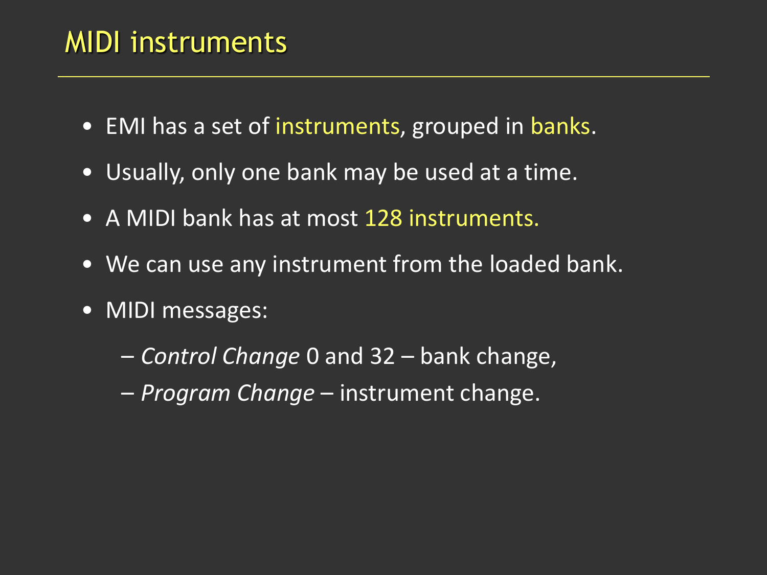# MIDI instruments

- EMI has a set of instruments, grouped in banks.
- Usually, only one bank may be used at a time.
- A MIDI bank has at most 128 instruments.
- We can use any instrument from the loaded bank.
- MIDI messages:
  - *Control Change* 0 and 32 – bank change,
  - *Program Change* – instrument change.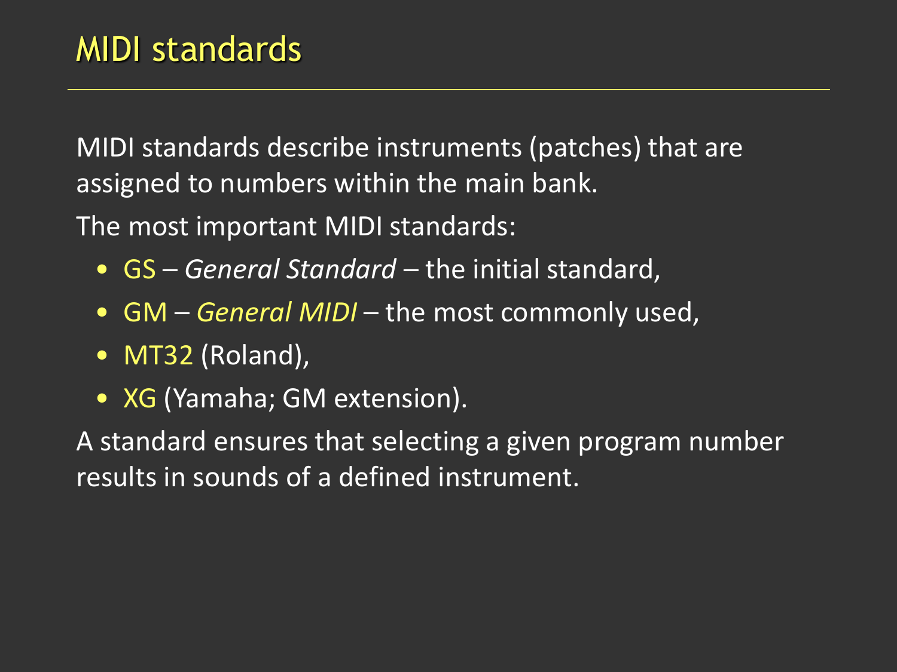# MIDI standards

MIDI standards describe instruments (patches) that are assigned to numbers within the main bank.

The most important MIDI standards:

- GS – *General Standard* – the initial standard,
- GM – *General MIDI* – the most commonly used,
- MT32 (Roland),
- XG (Yamaha; GM extension).

A standard ensures that selecting a given program number results in sounds of a defined instrument.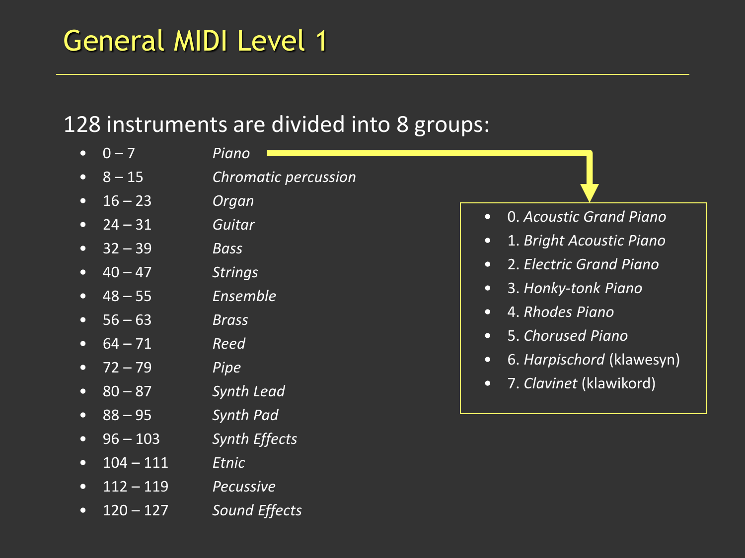# General MIDI Level 1

128 instruments are divided into 8 groups:

- 0 – 7 *Piano*
- 8 – 15 *Chromatic percussion*
- 16 – 23 *Organ*
- 24 – 31 *Guitar*
- 32 – 39 *Bass*
- 40 – 47 *Strings*
- 48 – 55 *Ensemble*
- 56 – 63 *Brass*
- 64 – 71 *Reed*
- 72 – 79 *Pipe*
- 80 – 87 *Synth Lead*
- 88 – 95 *Synth Pad*
- 96 – 103 *Synth Effects*
- 104 – 111 *Etnic*
- 112 – 119 *Pecussive*
- 120 – 127 *Sound Effects*

Piano:

- 0. *Acoustic Grand Piano*
- 1. *Bright Acoustic Piano*
- 2. *Electric Grand Piano*
- 3. *Honky-tonk Piano*
- 4. *Rhodes Piano*
- 5. *Chorused Piano*
- 6. *Harpischord* (klawesyn)
- 7. *Clavinet* (klawikord)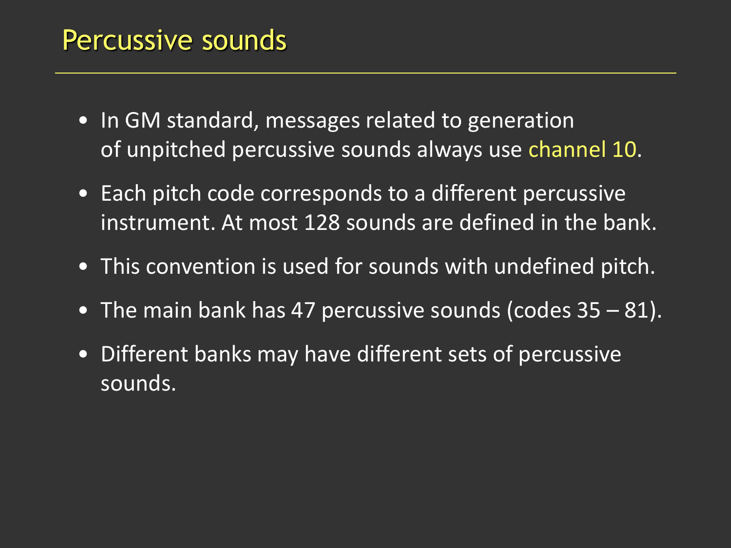# Percussive sounds

- In GM standard, messages related to generation of unpitched percussive sounds always use channel 10.
- Each pitch code corresponds to a different percussive instrument. At most 128 sounds are defined in the bank.
- This convention is used for sounds with undefined pitch.
- The main bank has 47 percussive sounds (codes 35 – 81).
- Different banks may have different sets of percussive sounds.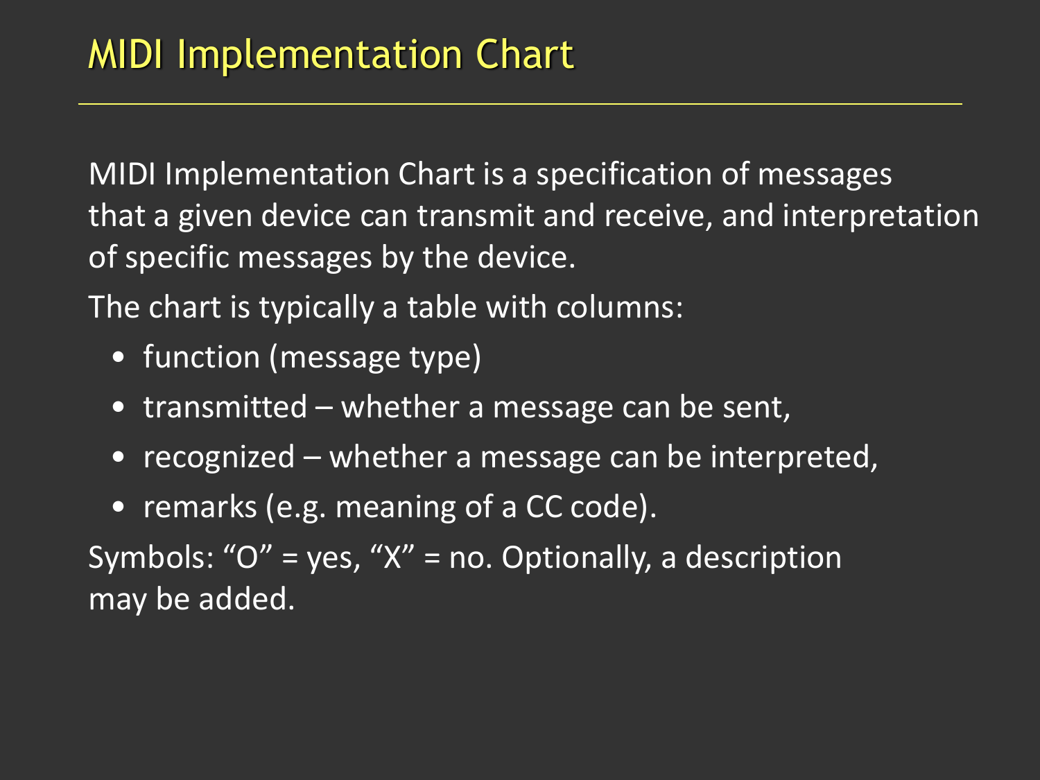# MIDI Implementation Chart

MIDI Implementation Chart is a specification of messages that a given device can transmit and receive, and interpretation of specific messages by the device.

The chart is typically a table with columns:

- function (message type)
- transmitted – whether a message can be sent,
- recognized – whether a message can be interpreted,
- remarks (e.g. meaning of a CC code).

Symbols: “O” = yes, “X” = no. Optionally, a description may be added.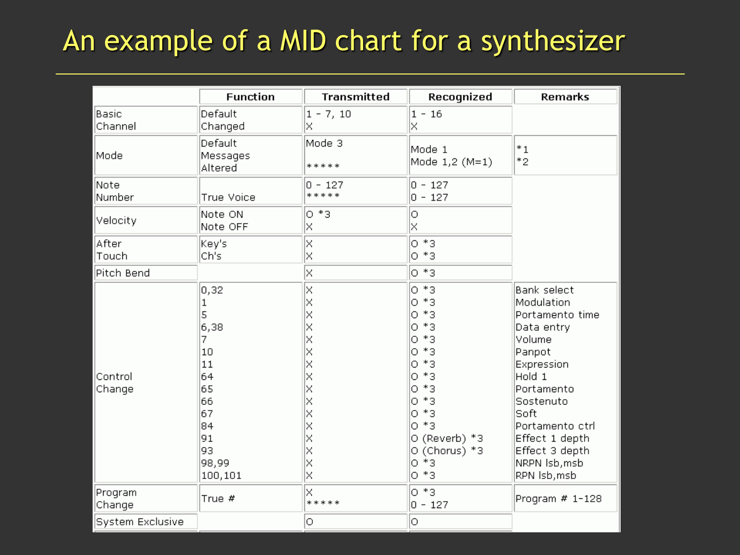# An example of a MID chart for a synthesizer

| | Function | Transmitted | Recognized | Remarks |
|---|---|---|---|---|
| Basic Channel | Default<br>Changed | 1 - 7, 10<br>X | 1 - 16<br>X | |
| Mode | Default<br>Messages<br>Altered | Mode 3<br><br>***** | Mode 1<br>Mode 1,2 (M=1) | *1<br>*2 |
| Note Number | True Voice | 0 - 127<br>***** | 0 - 127<br>0 - 127 | |
| Velocity | Note ON<br>Note OFF | O *3<br>X | O<br>X | |
| After Touch | Key's<br>Ch's | X<br>X | O *3<br>O *3 | |
| Pitch Bend | | X | O *3 | |
| Control Change | 0,32<br>1<br>5<br>6,38<br>7<br>10<br>11<br>64<br>65<br>66<br>67<br>84<br>91<br>93<br>98,99<br>100,101 | X<br>X<br>X<br>X<br>X<br>X<br>X<br>X<br>X<br>X<br>X<br>X<br>X<br>X<br>X<br>X | O *3<br>O *3<br>O *3<br>O *3<br>O *3<br>O *3<br>O *3<br>O *3<br>O *3<br>O *3<br>O *3<br>O *3<br>O (Reverb) *3<br>O (Chorus) *3<br>O *3<br>O *3 | Bank select<br>Modulation<br>Portamento time<br>Data entry<br>Volume<br>Panpot<br>Expression<br>Hold 1<br>Portamento<br>Sostenuto<br>Soft<br>Portamento ctrl<br>Effect 1 depth<br>Effect 3 depth<br>NRPN lsb,msb<br>RPN lsb,msb |
| Program Change | True # | X<br>***** | O *3<br>0 - 127 | Program # 1-128 |
| System Exclusive | | O | O | |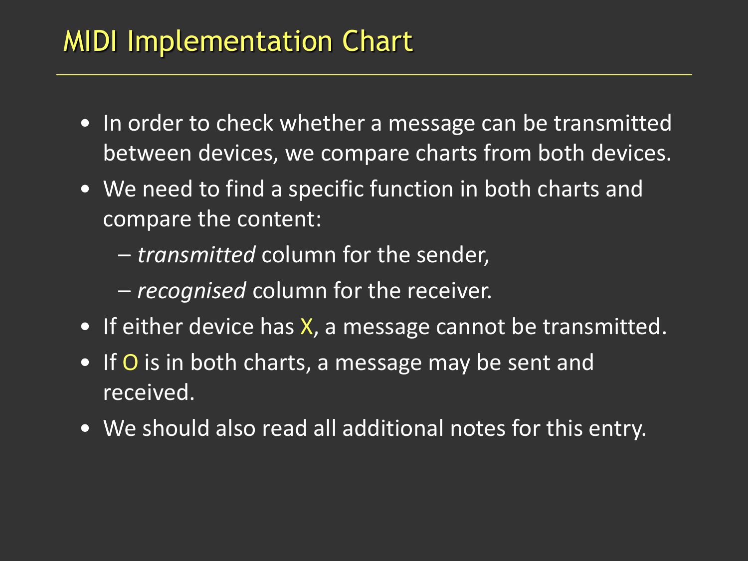# MIDI Implementation Chart

- In order to check whether a message can be transmitted between devices, we compare charts from both devices.
- We need to find a specific function in both charts and compare the content:
  - *transmitted* column for the sender,
  - *recognised* column for the receiver.
- If either device has X, a message cannot be transmitted.
- If O is in both charts, a message may be sent and received.
- We should also read all additional notes for this entry.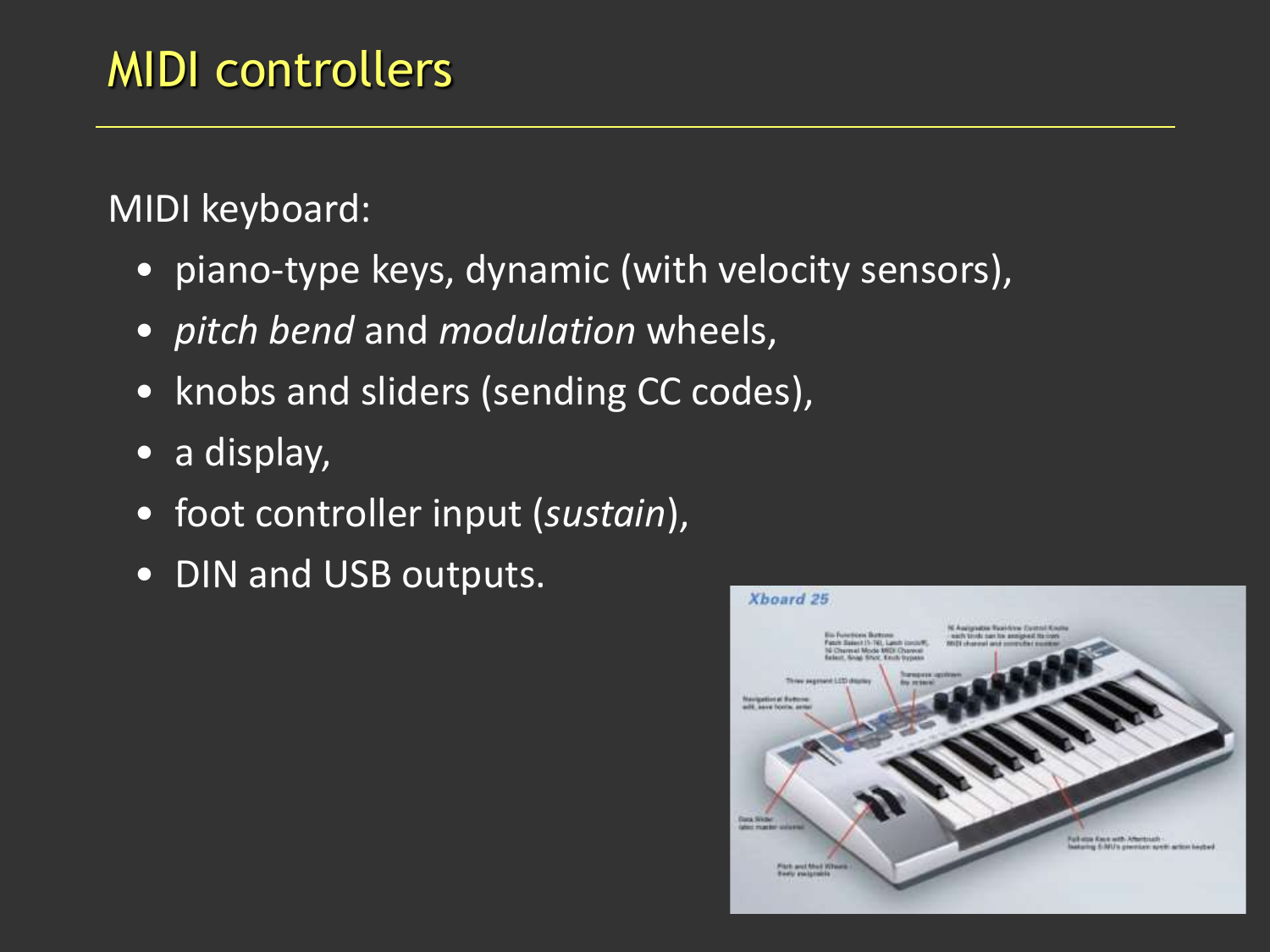# MIDI controllers

MIDI keyboard:

- piano-type keys, dynamic (with velocity sensors),
- *pitch bend* and *modulation* wheels,
- knobs and sliders (sending CC codes),
- a display,
- foot controller input (*sustain*),
- DIN and USB outputs.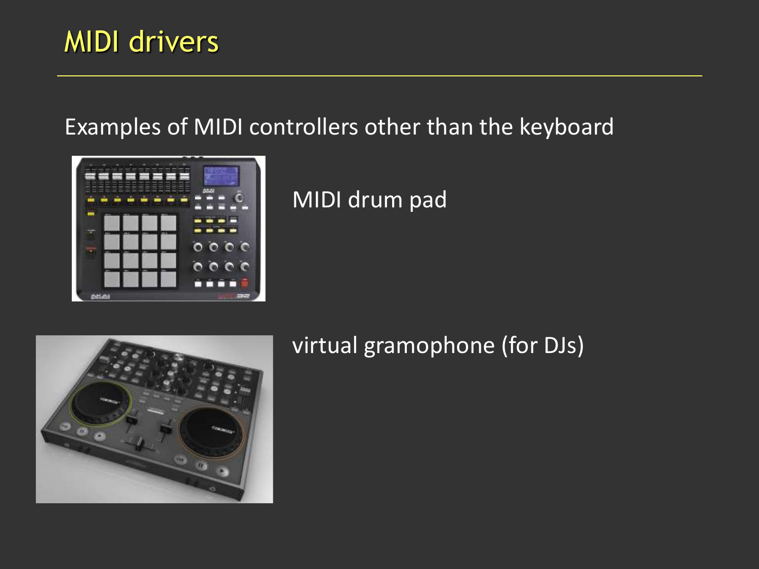# MIDI drivers

Examples of MIDI controllers other than the keyboard

MIDI drum pad

virtual gramophone (for DJs)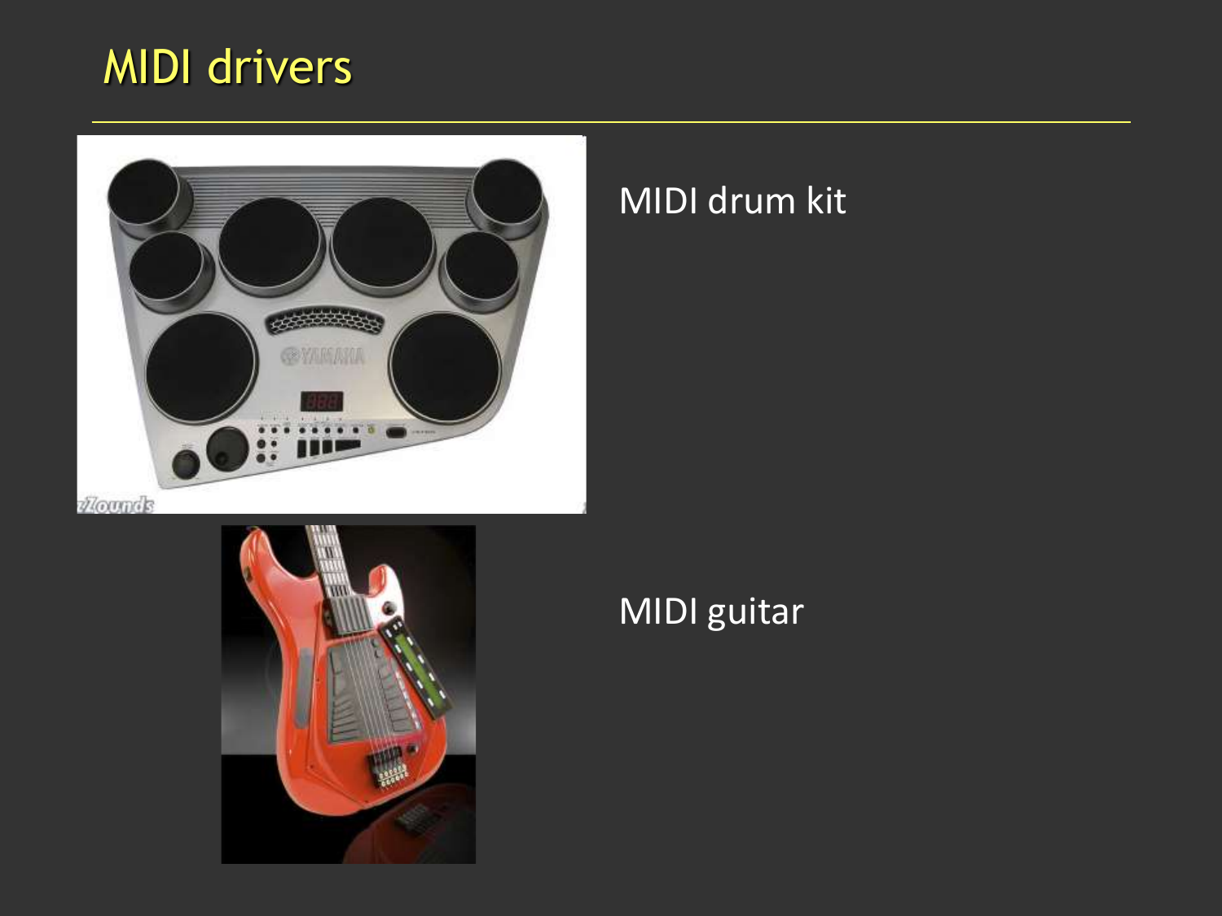# MIDI drivers

MIDI drum kit

MIDI guitar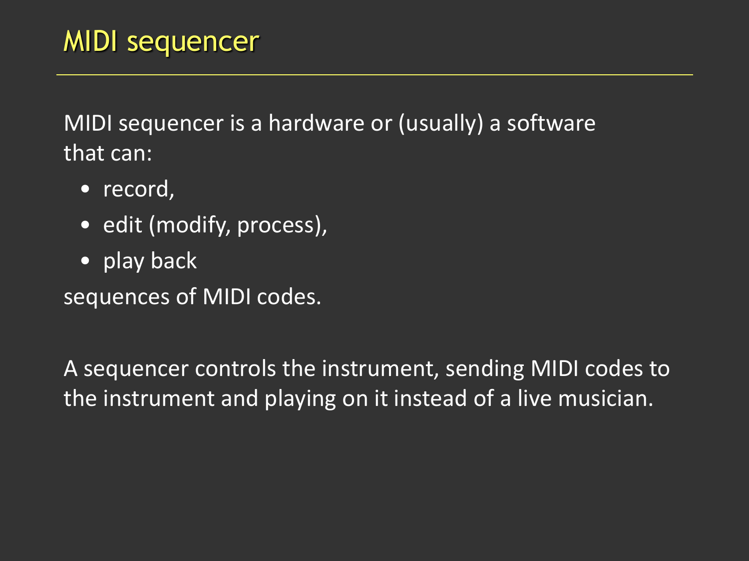# MIDI sequencer

MIDI sequencer is a hardware or (usually) a software that can:

- record,
- edit (modify, process),
- play back

sequences of MIDI codes.

A sequencer controls the instrument, sending MIDI codes to the instrument and playing on it instead of a live musician.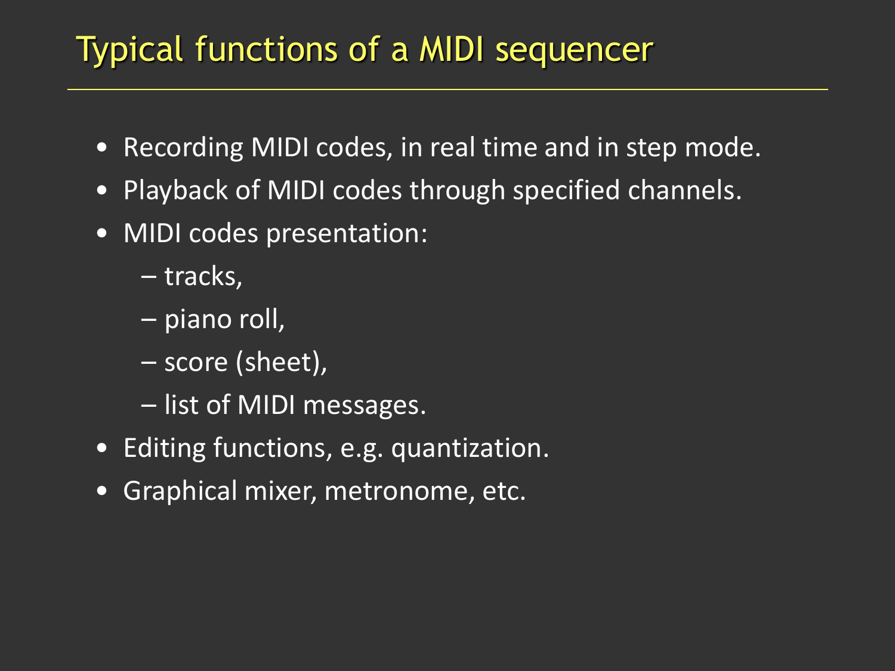# Typical functions of a MIDI sequencer

- Recording MIDI codes, in real time and in step mode.
- Playback of MIDI codes through specified channels.
- MIDI codes presentation:
  - tracks,
  - piano roll,
  - score (sheet),
  - list of MIDI messages.
- Editing functions, e.g. quantization.
- Graphical mixer, metronome, etc.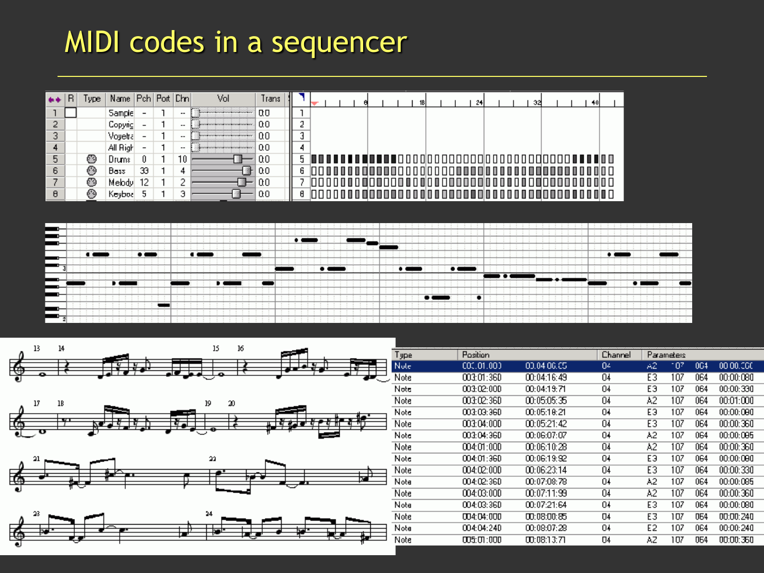# MIDI codes in a sequencer

| ↔ | R | Type | Name | Pch | Port | Chn | Vol | Trans |
|---|---|---|---|---|---|---|---|---|
| 1 | | | Sample | - | 1 | -- | | 0.0 |
| 2 | | | Copyrig | - | 1 | -- | | 0.0 |
| 3 | | | Voyetra | - | 1 | -- | | 0.0 |
| 4 | | | All Righ | - | 1 | -- | | 0.0 |
| 5 | | | Drums | 0 | 1 | 10 | | 0.0 |
| 6 | | | Bass | 33 | 1 | 4 | | 0.0 |
| 7 | | | Melody | 12 | 1 | 2 | | 0.0 |
| 8 | | | Keyboa | 5 | 1 | 3 | | 0.0 |

| Type | Position | | Channel | Parameters | | | |
|---|---|---|---|---|---|---|---|
| Note | 003:01:000 | 00:04:06:05 | 04 | A2 | 107 | 064 | 00:00:000 |
| Note | 003:01:360 | 00:04:16:49 | 04 | E3 | 107 | 064 | 00:00:080 |
| Note | 003:02:000 | 00:04:19:71 | 04 | E3 | 107 | 064 | 00:00:330 |
| Note | 003:02:360 | 00:05:05:35 | 04 | A2 | 107 | 064 | 00:01:000 |
| Note | 003:03:360 | 00:05:18:21 | 04 | E3 | 107 | 064 | 00:00:080 |
| Note | 003:04:000 | 00:05:21:42 | 04 | E3 | 107 | 064 | 00:00:360 |
| Note | 003:04:360 | 00:06:07:07 | 04 | A2 | 107 | 064 | 00:00:085 |
| Note | 004:01:000 | 00:06:10:28 | 04 | A2 | 107 | 064 | 00:00:360 |
| Note | 004:01:360 | 00:06:19:92 | 04 | E3 | 107 | 064 | 00:00:080 |
| Note | 004:02:000 | 00:06:23:14 | 04 | E3 | 107 | 064 | 00:00:330 |
| Note | 004:02:360 | 00:07:08:78 | 04 | A2 | 107 | 064 | 00:00:085 |
| Note | 004:03:000 | 00:07:11:99 | 04 | A2 | 107 | 064 | 00:00:360 |
| Note | 004:03:360 | 00:07:21:64 | 04 | E3 | 107 | 064 | 00:00:080 |
| Note | 004:04:000 | 00:08:00:85 | 04 | E3 | 107 | 064 | 00:00:240 |
| Note | 004:04:240 | 00:08:07:28 | 04 | E2 | 107 | 064 | 00:00:240 |
| Note | 005:01:000 | 00:08:13:71 | 04 | A2 | 107 | 064 | 00:00:360 |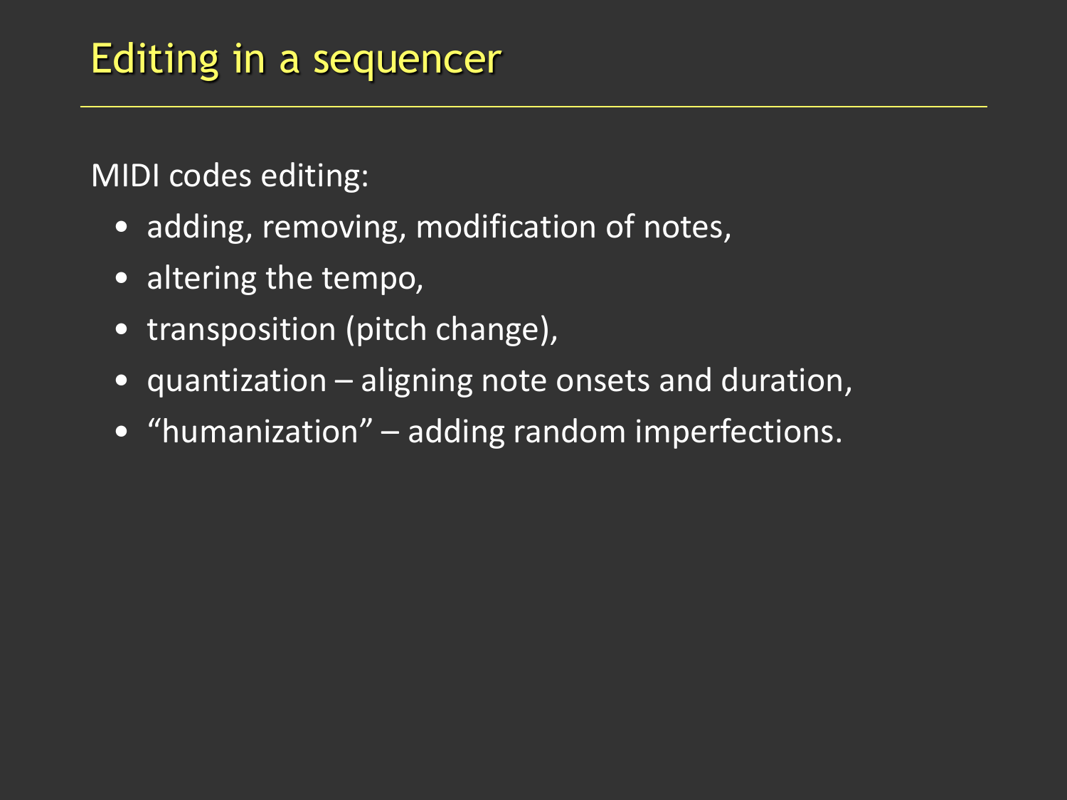# Editing in a sequencer

MIDI codes editing:

- adding, removing, modification of notes,
- altering the tempo,
- transposition (pitch change),
- quantization – aligning note onsets and duration,
- “humanization” – adding random imperfections.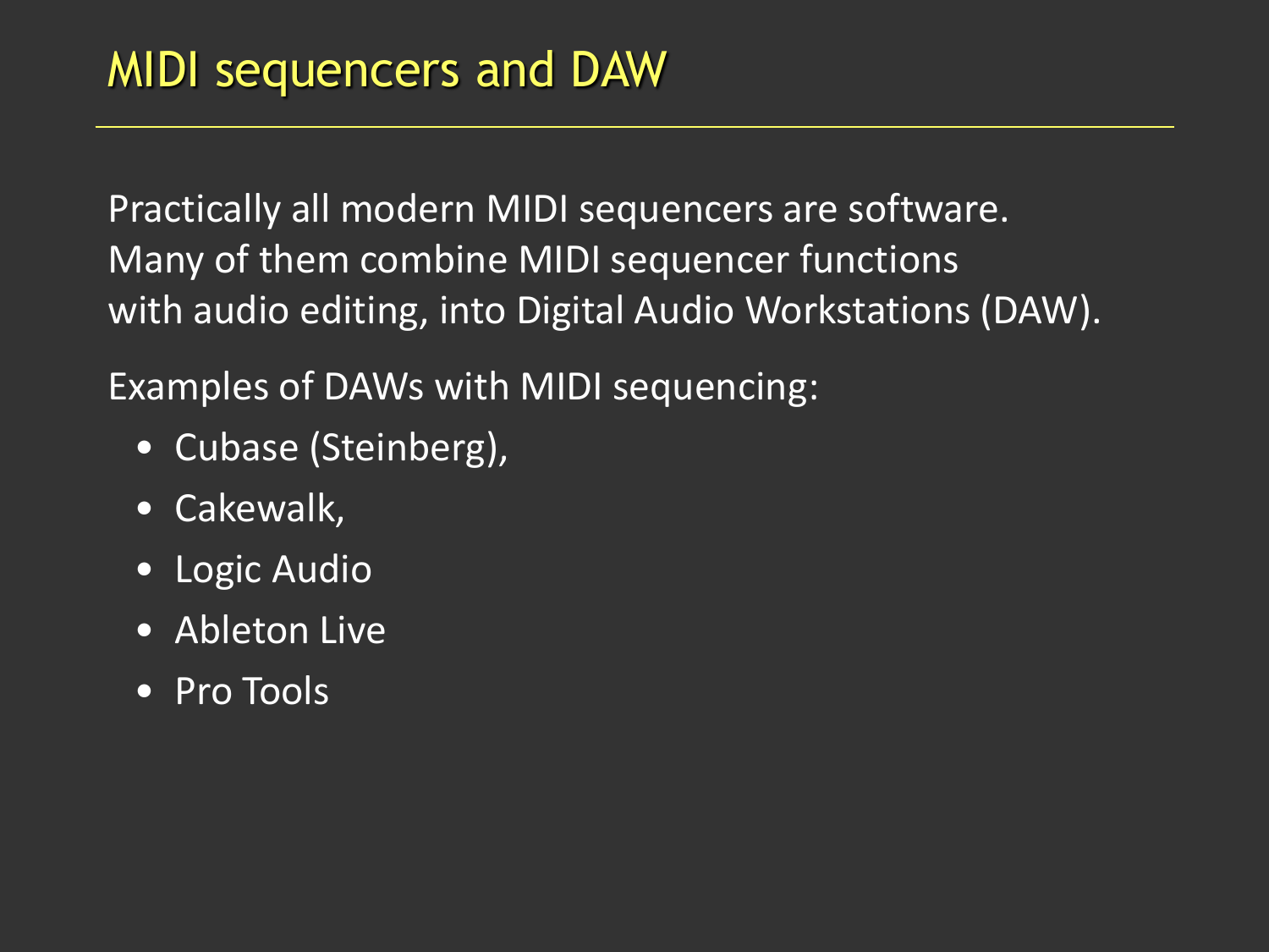# MIDI sequencers and DAW

Practically all modern MIDI sequencers are software.
Many of them combine MIDI sequencer functions
with audio editing, into Digital Audio Workstations (DAW).

Examples of DAWs with MIDI sequencing:

- Cubase (Steinberg),
- Cakewalk,
- Logic Audio
- Ableton Live
- Pro Tools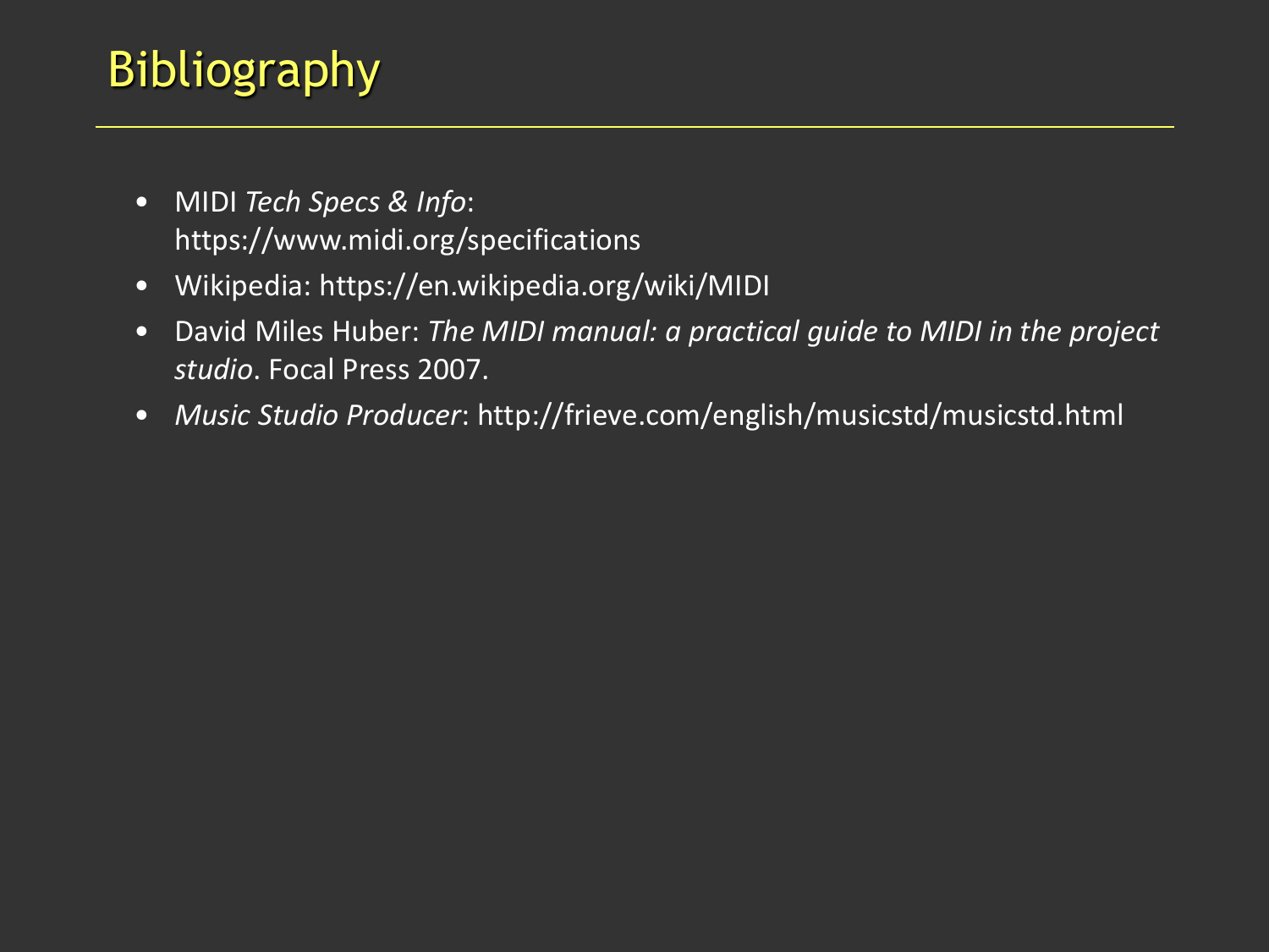# Bibliography

- MIDI *Tech Specs & Info*: https://www.midi.org/specifications
- Wikipedia: https://en.wikipedia.org/wiki/MIDI
- David Miles Huber: *The MIDI manual: a practical guide to MIDI in the project studio*. Focal Press 2007.
- *Music Studio Producer*: http://frieve.com/english/musicstd/musicstd.html